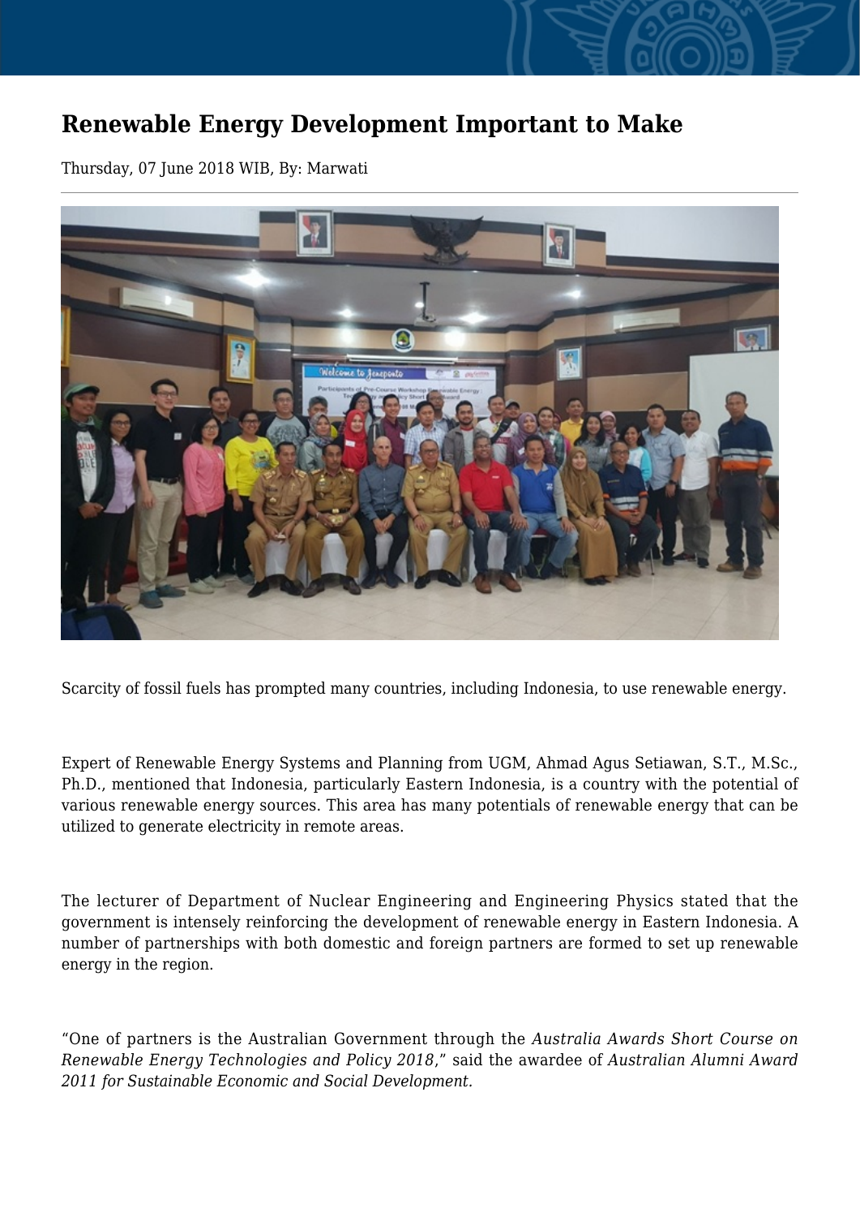# Renewable Energy Development Important to Make

Thursday, 07 June 2018 WIB, By: Marwati

Scarcity of fossil fuels has prompted many countries, including Indonesia, to use renewable energy.

Expert of Renewable Energy Systems and Planning from UGM, Ahmad Agus Setiawan, S.T., M.Sc., Ph.D., mentioned that Indonesia, particularly Eastern Indonesia, is a country with the potential of various renewable energy sources. This area has many potentials of renewable energy that can be utilized to generate electricity in remote areas.

The lecturer of Department of Nuclear Engineering and Engineering Physics stated that the government is intensely reinforcing the development of renewable energy in Eastern Indonesia. A number of partnerships with both domestic and foreign partners are formed to set up renewable energy in the region.

"One of partners is the Australian Government through the *Australia Awards Short Course on Renewable Energy Technologies and Policy 2018*," said the awardee of *Australian Alumni Award 2011 for Sustainable Economic and Social Development.*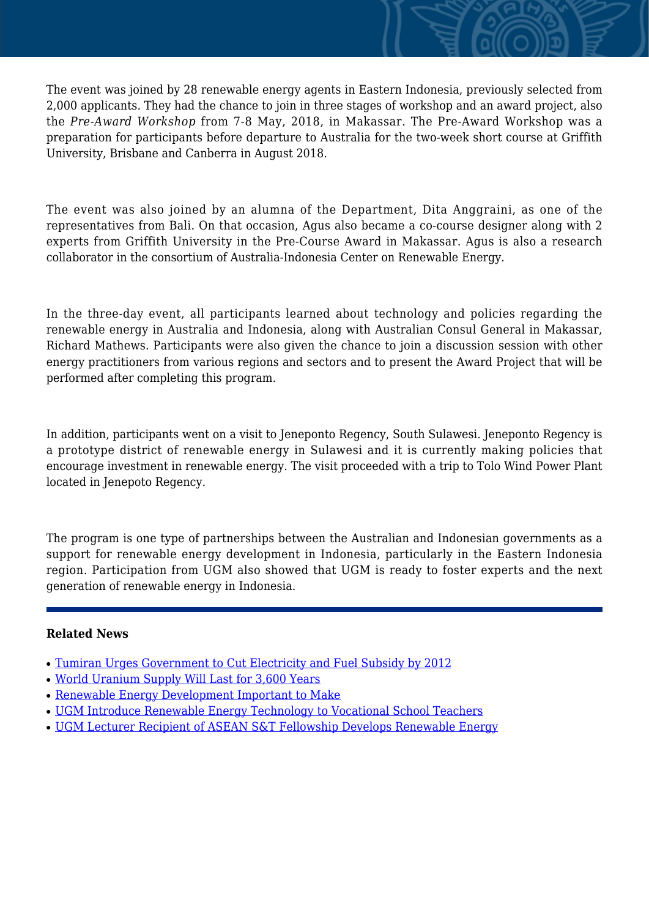The event was joined by 28 renewable energy agents in Eastern Indonesia, previously selected from 2,000 applicants. They had the chance to join in three stages of workshop and an award project, also the *Pre-Award Workshop* from 7-8 May, 2018, in Makassar. The Pre-Award Workshop was a preparation for participants before departure to Australia for the two-week short course at Griffith University, Brisbane and Canberra in August 2018.

The event was also joined by an alumna of the Department, Dita Anggraini, as one of the representatives from Bali. On that occasion, Agus also became a co-course designer along with 2 experts from Griffith University in the Pre-Course Award in Makassar. Agus is also a research collaborator in the consortium of Australia-Indonesia Center on Renewable Energy.

In the three-day event, all participants learned about technology and policies regarding the renewable energy in Australia and Indonesia, along with Australian Consul General in Makassar, Richard Mathews. Participants were also given the chance to join a discussion session with other energy practitioners from various regions and sectors and to present the Award Project that will be performed after completing this program.

In addition, participants went on a visit to Jeneponto Regency, South Sulawesi. Jeneponto Regency is a prototype district of renewable energy in Sulawesi and it is currently making policies that encourage investment in renewable energy. The visit proceeded with a trip to Tolo Wind Power Plant located in Jenepoto Regency.

The program is one type of partnerships between the Australian and Indonesian governments as a support for renewable energy development in Indonesia, particularly in the Eastern Indonesia region. Participation from UGM also showed that UGM is ready to foster experts and the next generation of renewable energy in Indonesia.

---

**Related News**

- Tumiran Urges Government to Cut Electricity and Fuel Subsidy by 2012
- World Uranium Supply Will Last for 3,600 Years
- Renewable Energy Development Important to Make
- UGM Introduce Renewable Energy Technology to Vocational School Teachers
- UGM Lecturer Recipient of ASEAN S&T Fellowship Develops Renewable Energy